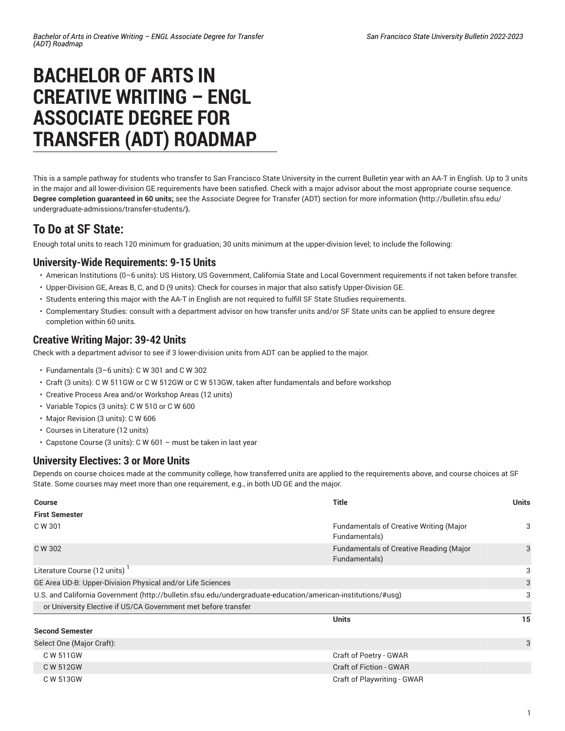# BACHELOR OF ARTS IN CREATIVE WRITING – ENGL ASSOCIATE DEGREE FOR TRANSFER (ADT) ROADMAP

This is a sample pathway for students who transfer to San Francisco State University in the current Bulletin year with an AA-T in English. Up to 3 units in the major and all lower-division GE requirements have been satisfied. Check with a major advisor about the most appropriate course sequence. **Degree completion guaranteed in 60 units;** see the Associate Degree for Transfer (ADT) section for more information **(**http://bulletin.sfsu.edu/undergraduate-admissions/transfer-students/**).**

## To Do at SF State:

Enough total units to reach 120 minimum for graduation; 30 units minimum at the upper-division level; to include the following:

### University-Wide Requirements: 9-15 Units

- American Institutions (0–6 units): US History, US Government, California State and Local Government requirements if not taken before transfer.
- Upper-Division GE, Areas B, C, and D (9 units): Check for courses in major that also satisfy Upper-Division GE.
- Students entering this major with the AA-T in English are not required to fulfill SF State Studies requirements.
- Complementary Studies: consult with a department advisor on how transfer units and/or SF State units can be applied to ensure degree completion within 60 units.

### Creative Writing Major: 39-42 Units

Check with a department advisor to see if 3 lower-division units from ADT can be applied to the major.

- Fundamentals (3–6 units): C W 301 and C W 302
- Craft (3 units): C W 511GW or C W 512GW or C W 513GW, taken after fundamentals and before workshop
- Creative Process Area and/or Workshop Areas (12 units)
- Variable Topics (3 units): C W 510 or C W 600
- Major Revision (3 units): C W 606
- Courses in Literature (12 units)
- Capstone Course (3 units): C W 601 – must be taken in last year

### University Electives: 3 or More Units

Depends on course choices made at the community college, how transferred units are applied to the requirements above, and course choices at SF State. Some courses may meet more than one requirement, e.g., in both UD GE and the major.

| Course | Title | Units |
|---|---|---|
| **First Semester** | | |
| C W 301 | Fundamentals of Creative Writing (Major Fundamentals) | 3 |
| C W 302 | Fundamentals of Creative Reading (Major Fundamentals) | 3 |
| Literature Course (12 units) [1] | | 3 |
| GE Area UD-B: Upper-Division Physical and/or Life Sciences | | 3 |
| U.S. and California Government (http://bulletin.sfsu.edu/undergraduate-education/american-institutions/#usg) | | 3 |
| or University Elective if US/CA Government met before transfer | | |
| | **Units** | **15** |
| **Second Semester** | | |
| Select One (Major Craft): | | 3 |
| C W 511GW | Craft of Poetry - GWAR | |
| C W 512GW | Craft of Fiction - GWAR | |
| C W 513GW | Craft of Playwriting - GWAR | |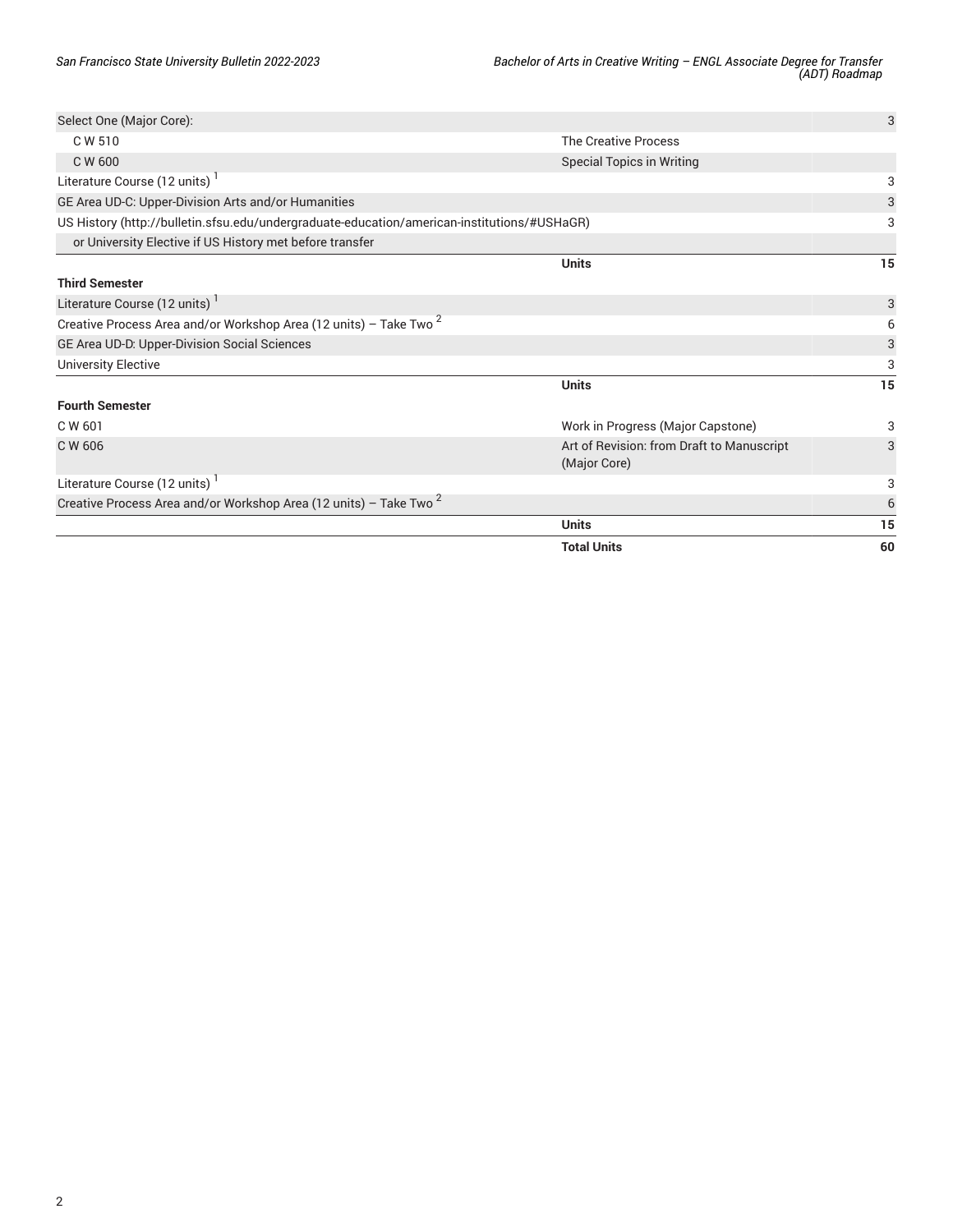| | | |
|---|---|---|
| Select One (Major Core): | | 3 |
| C W 510 | The Creative Process | |
| C W 600 | Special Topics in Writing | |
| Literature Course (12 units) [1] | | 3 |
| GE Area UD-C: Upper-Division Arts and/or Humanities | | 3 |
| US History (http://bulletin.sfsu.edu/undergraduate-education/american-institutions/#USHaGR) | | 3 |
| or University Elective if US History met before transfer | | |
| | **Units** | **15** |
| **Third Semester** | | |
| Literature Course (12 units) [1] | | 3 |
| Creative Process Area and/or Workshop Area (12 units) – Take Two [2] | | 6 |
| GE Area UD-D: Upper-Division Social Sciences | | 3 |
| University Elective | | 3 |
| | **Units** | **15** |
| **Fourth Semester** | | |
| C W 601 | Work in Progress (Major Capstone) | 3 |
| C W 606 | Art of Revision: from Draft to Manuscript (Major Core) | 3 |
| Literature Course (12 units) [1] | | 3 |
| Creative Process Area and/or Workshop Area (12 units) – Take Two [2] | | 6 |
| | **Units** | **15** |
| | **Total Units** | **60** |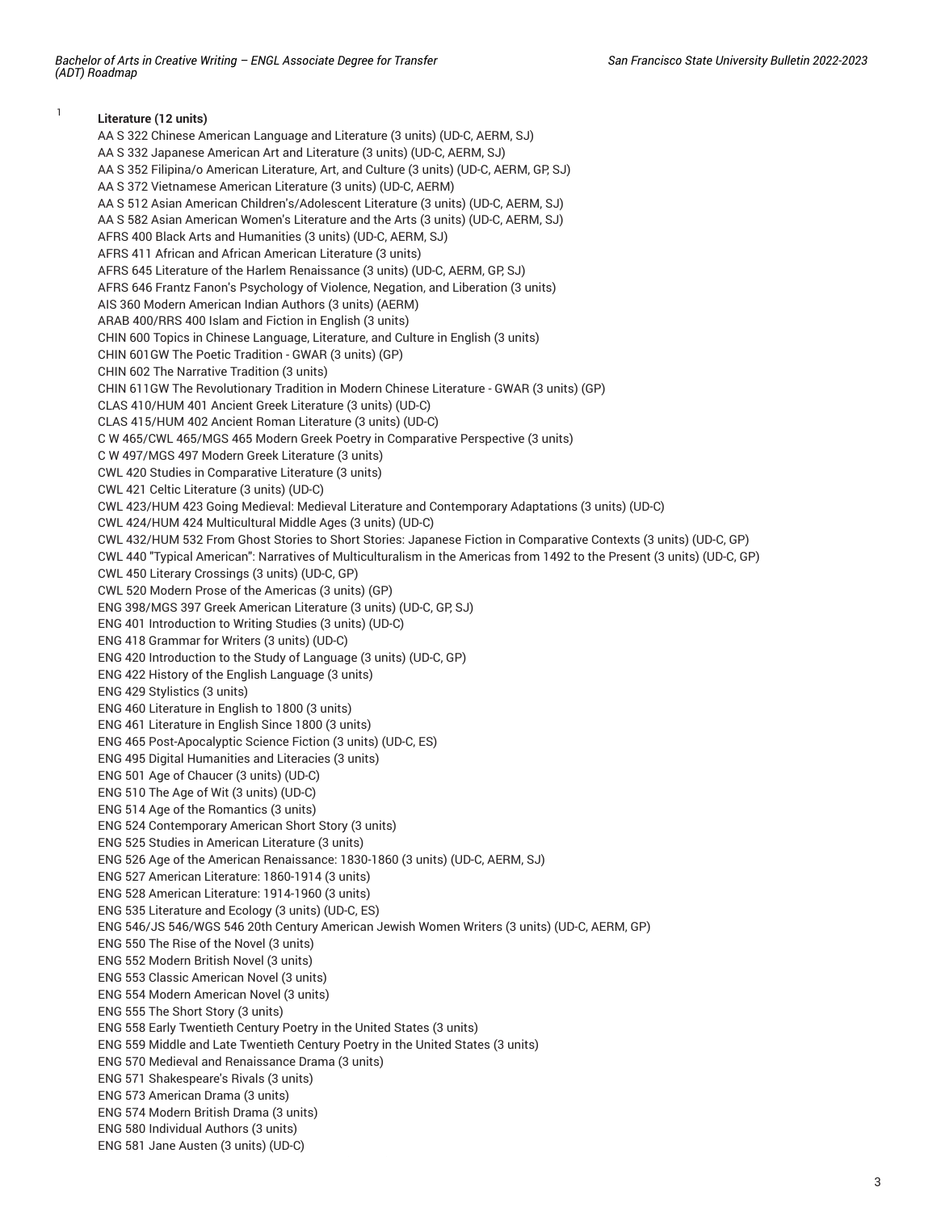[1] **Literature (12 units)**

AA S 322 Chinese American Language and Literature (3 units) (UD-C, AERM, SJ)
AA S 332 Japanese American Art and Literature (3 units) (UD-C, AERM, SJ)
AA S 352 Filipina/o American Literature, Art, and Culture (3 units) (UD-C, AERM, GP, SJ)
AA S 372 Vietnamese American Literature (3 units) (UD-C, AERM)
AA S 512 Asian American Children's/Adolescent Literature (3 units) (UD-C, AERM, SJ)
AA S 582 Asian American Women's Literature and the Arts (3 units) (UD-C, AERM, SJ)
AFRS 400 Black Arts and Humanities (3 units) (UD-C, AERM, SJ)
AFRS 411 African and African American Literature (3 units)
AFRS 645 Literature of the Harlem Renaissance (3 units) (UD-C, AERM, GP, SJ)
AFRS 646 Frantz Fanon's Psychology of Violence, Negation, and Liberation (3 units)
AIS 360 Modern American Indian Authors (3 units) (AERM)
ARAB 400/RRS 400 Islam and Fiction in English (3 units)
CHIN 600 Topics in Chinese Language, Literature, and Culture in English (3 units)
CHIN 601GW The Poetic Tradition - GWAR (3 units) (GP)
CHIN 602 The Narrative Tradition (3 units)
CHIN 611GW The Revolutionary Tradition in Modern Chinese Literature - GWAR (3 units) (GP)
CLAS 410/HUM 401 Ancient Greek Literature (3 units) (UD-C)
CLAS 415/HUM 402 Ancient Roman Literature (3 units) (UD-C)
C W 465/CWL 465/MGS 465 Modern Greek Poetry in Comparative Perspective (3 units)
C W 497/MGS 497 Modern Greek Literature (3 units)
CWL 420 Studies in Comparative Literature (3 units)
CWL 421 Celtic Literature (3 units) (UD-C)
CWL 423/HUM 423 Going Medieval: Medieval Literature and Contemporary Adaptations (3 units) (UD-C)
CWL 424/HUM 424 Multicultural Middle Ages (3 units) (UD-C)
CWL 432/HUM 532 From Ghost Stories to Short Stories: Japanese Fiction in Comparative Contexts (3 units) (UD-C, GP)
CWL 440 "Typical American": Narratives of Multiculturalism in the Americas from 1492 to the Present (3 units) (UD-C, GP)
CWL 450 Literary Crossings (3 units) (UD-C, GP)
CWL 520 Modern Prose of the Americas (3 units) (GP)
ENG 398/MGS 397 Greek American Literature (3 units) (UD-C, GP, SJ)
ENG 401 Introduction to Writing Studies (3 units) (UD-C)
ENG 418 Grammar for Writers (3 units) (UD-C)
ENG 420 Introduction to the Study of Language (3 units) (UD-C, GP)
ENG 422 History of the English Language (3 units)
ENG 429 Stylistics (3 units)
ENG 460 Literature in English to 1800 (3 units)
ENG 461 Literature in English Since 1800 (3 units)
ENG 465 Post-Apocalyptic Science Fiction (3 units) (UD-C, ES)
ENG 495 Digital Humanities and Literacies (3 units)
ENG 501 Age of Chaucer (3 units) (UD-C)
ENG 510 The Age of Wit (3 units) (UD-C)
ENG 514 Age of the Romantics (3 units)
ENG 524 Contemporary American Short Story (3 units)
ENG 525 Studies in American Literature (3 units)
ENG 526 Age of the American Renaissance: 1830-1860 (3 units) (UD-C, AERM, SJ)
ENG 527 American Literature: 1860-1914 (3 units)
ENG 528 American Literature: 1914-1960 (3 units)
ENG 535 Literature and Ecology (3 units) (UD-C, ES)
ENG 546/JS 546/WGS 546 20th Century American Jewish Women Writers (3 units) (UD-C, AERM, GP)
ENG 550 The Rise of the Novel (3 units)
ENG 552 Modern British Novel (3 units)
ENG 553 Classic American Novel (3 units)
ENG 554 Modern American Novel (3 units)
ENG 555 The Short Story (3 units)
ENG 558 Early Twentieth Century Poetry in the United States (3 units)
ENG 559 Middle and Late Twentieth Century Poetry in the United States (3 units)
ENG 570 Medieval and Renaissance Drama (3 units)
ENG 571 Shakespeare's Rivals (3 units)
ENG 573 American Drama (3 units)
ENG 574 Modern British Drama (3 units)
ENG 580 Individual Authors (3 units)
ENG 581 Jane Austen (3 units) (UD-C)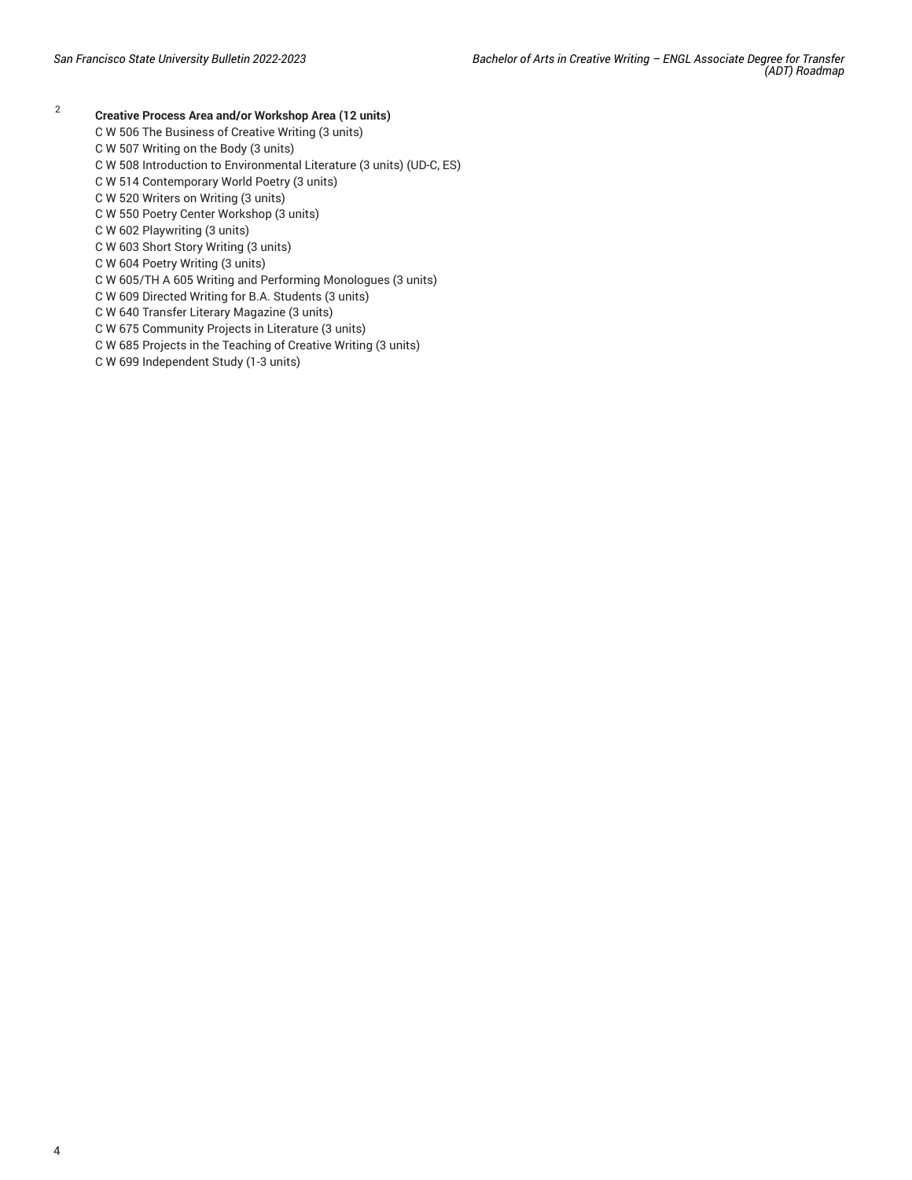[2] **Creative Process Area and/or Workshop Area (12 units)**

C W 506 The Business of Creative Writing (3 units)
C W 507 Writing on the Body (3 units)
C W 508 Introduction to Environmental Literature (3 units) (UD-C, ES)
C W 514 Contemporary World Poetry (3 units)
C W 520 Writers on Writing (3 units)
C W 550 Poetry Center Workshop (3 units)
C W 602 Playwriting (3 units)
C W 603 Short Story Writing (3 units)
C W 604 Poetry Writing (3 units)
C W 605/TH A 605 Writing and Performing Monologues (3 units)
C W 609 Directed Writing for B.A. Students (3 units)
C W 640 Transfer Literary Magazine (3 units)
C W 675 Community Projects in Literature (3 units)
C W 685 Projects in the Teaching of Creative Writing (3 units)
C W 699 Independent Study (1-3 units)